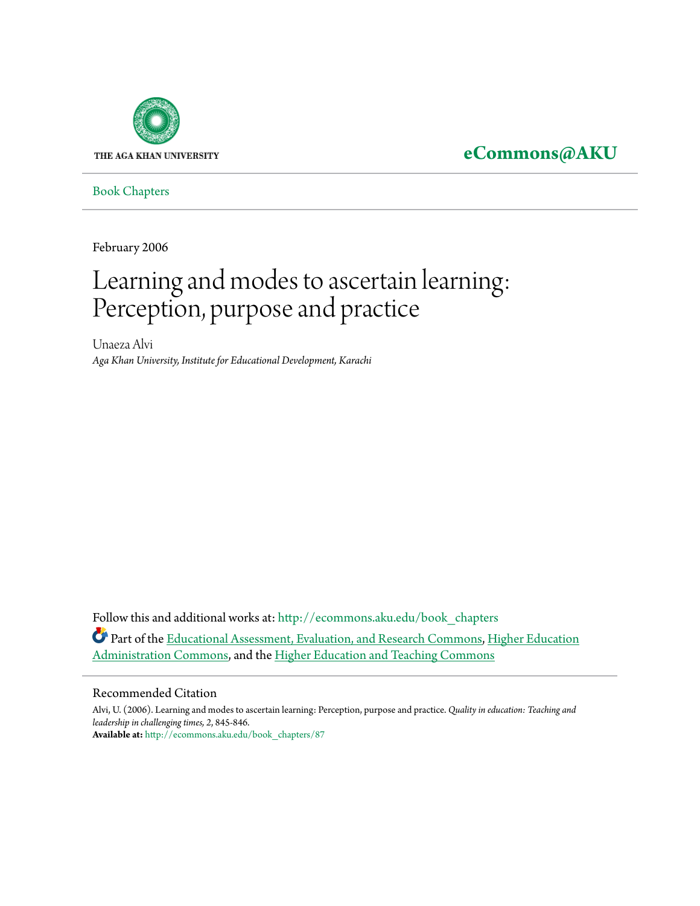THE AGA KHAN UNIVERSITY

**eCommons@AKU**

Book Chapters

February 2006

# Learning and modes to ascertain learning: Perception, purpose and practice

Unaeza Alvi

*Aga Khan University, Institute for Educational Development, Karachi*

Follow this and additional works at: http://ecommons.aku.edu/book_chapters

Part of the Educational Assessment, Evaluation, and Research Commons, Higher Education Administration Commons, and the Higher Education and Teaching Commons

## Recommended Citation

Alvi, U. (2006). Learning and modes to ascertain learning: Perception, purpose and practice. *Quality in education: Teaching and leadership in challenging times, 2*, 845-846.

**Available at:** http://ecommons.aku.edu/book_chapters/87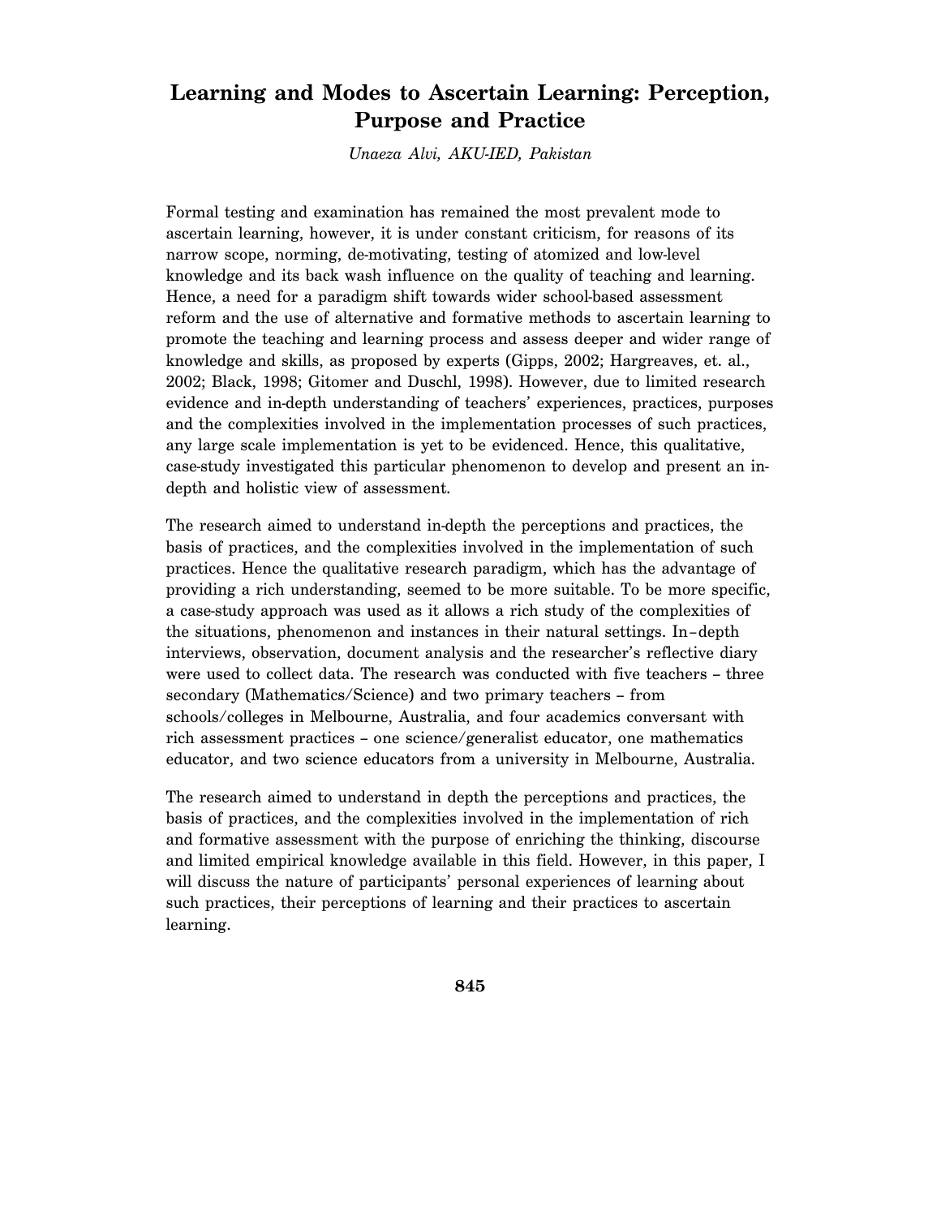# Learning and Modes to Ascertain Learning: Perception, Purpose and Practice

*Unaeza Alvi, AKU-IED, Pakistan*

Formal testing and examination has remained the most prevalent mode to ascertain learning, however, it is under constant criticism, for reasons of its narrow scope, norming, de-motivating, testing of atomized and low-level knowledge and its back wash influence on the quality of teaching and learning. Hence, a need for a paradigm shift towards wider school-based assessment reform and the use of alternative and formative methods to ascertain learning to promote the teaching and learning process and assess deeper and wider range of knowledge and skills, as proposed by experts (Gipps, 2002; Hargreaves, et. al., 2002; Black, 1998; Gitomer and Duschl, 1998). However, due to limited research evidence and in-depth understanding of teachers' experiences, practices, purposes and the complexities involved in the implementation processes of such practices, any large scale implementation is yet to be evidenced. Hence, this qualitative, case-study investigated this particular phenomenon to develop and present an in-depth and holistic view of assessment.

The research aimed to understand in-depth the perceptions and practices, the basis of practices, and the complexities involved in the implementation of such practices. Hence the qualitative research paradigm, which has the advantage of providing a rich understanding, seemed to be more suitable. To be more specific, a case-study approach was used as it allows a rich study of the complexities of the situations, phenomenon and instances in their natural settings. In–depth interviews, observation, document analysis and the researcher's reflective diary were used to collect data. The research was conducted with five teachers – three secondary (Mathematics/Science) and two primary teachers – from schools/colleges in Melbourne, Australia, and four academics conversant with rich assessment practices – one science/generalist educator, one mathematics educator, and two science educators from a university in Melbourne, Australia.

The research aimed to understand in depth the perceptions and practices, the basis of practices, and the complexities involved in the implementation of rich and formative assessment with the purpose of enriching the thinking, discourse and limited empirical knowledge available in this field. However, in this paper, I will discuss the nature of participants' personal experiences of learning about such practices, their perceptions of learning and their practices to ascertain learning.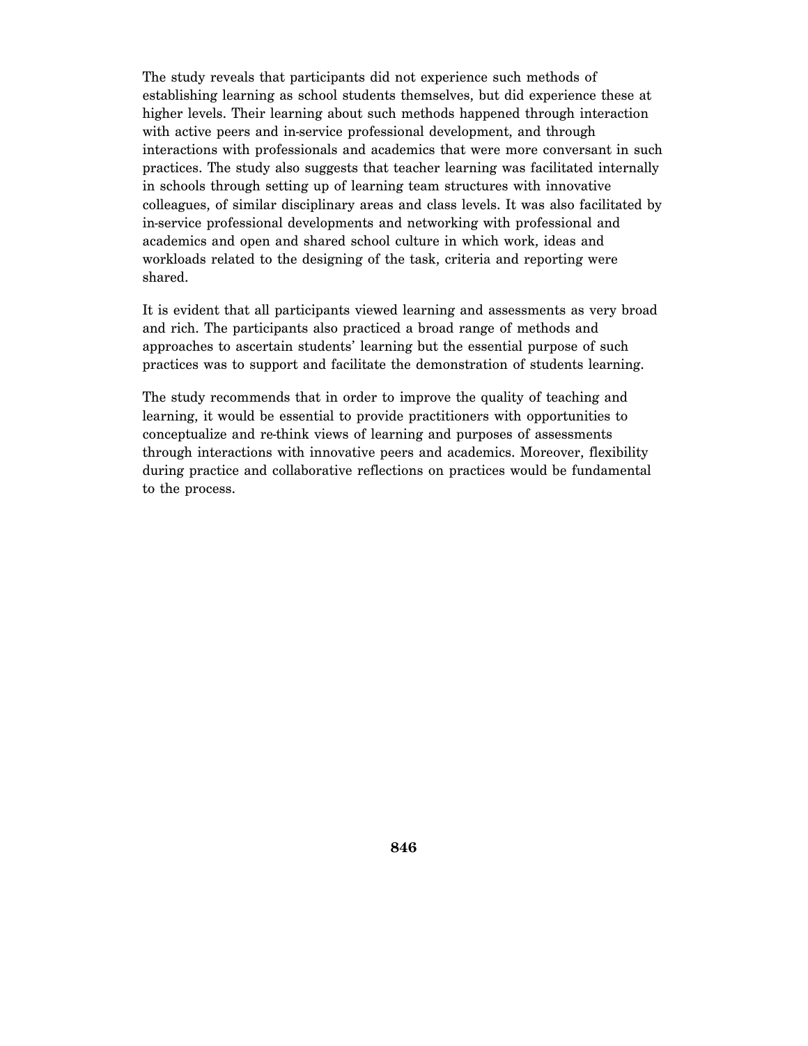The study reveals that participants did not experience such methods of establishing learning as school students themselves, but did experience these at higher levels. Their learning about such methods happened through interaction with active peers and in-service professional development, and through interactions with professionals and academics that were more conversant in such practices. The study also suggests that teacher learning was facilitated internally in schools through setting up of learning team structures with innovative colleagues, of similar disciplinary areas and class levels. It was also facilitated by in-service professional developments and networking with professional and academics and open and shared school culture in which work, ideas and workloads related to the designing of the task, criteria and reporting were shared.

It is evident that all participants viewed learning and assessments as very broad and rich. The participants also practiced a broad range of methods and approaches to ascertain students' learning but the essential purpose of such practices was to support and facilitate the demonstration of students learning.

The study recommends that in order to improve the quality of teaching and learning, it would be essential to provide practitioners with opportunities to conceptualize and re-think views of learning and purposes of assessments through interactions with innovative peers and academics. Moreover, flexibility during practice and collaborative reflections on practices would be fundamental to the process.